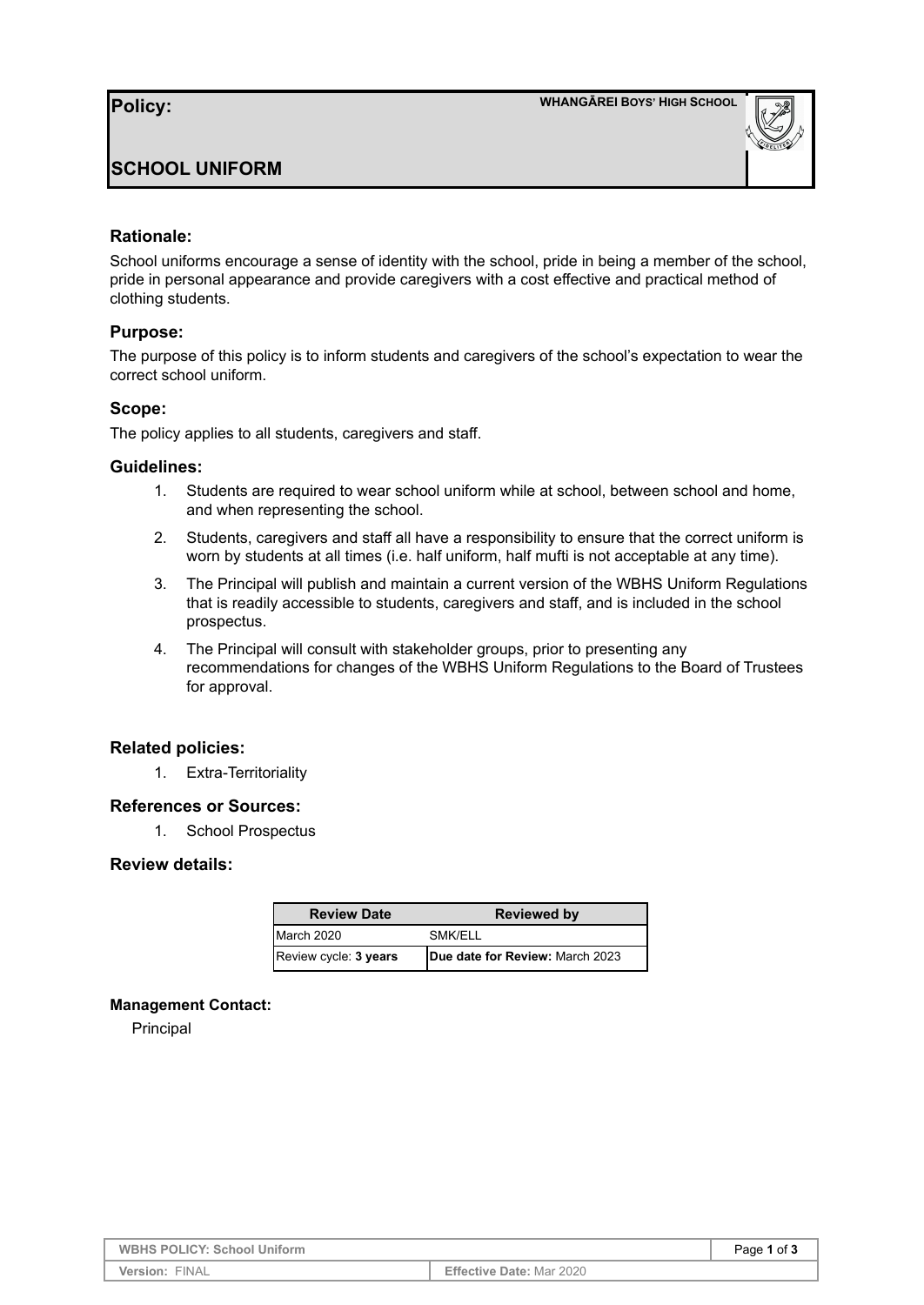**Policy:** WHANGĀREI BOYS' HIGH SCHOOL

# SCHOOL UNIFORM

## Rationale:

School uniforms encourage a sense of identity with the school, pride in being a member of the school, pride in personal appearance and provide caregivers with a cost effective and practical method of clothing students.

## Purpose:

The purpose of this policy is to inform students and caregivers of the school's expectation to wear the correct school uniform.

## Scope:

The policy applies to all students, caregivers and staff.

## Guidelines:

1. Students are required to wear school uniform while at school, between school and home, and when representing the school.
2. Students, caregivers and staff all have a responsibility to ensure that the correct uniform is worn by students at all times (i.e. half uniform, half mufti is not acceptable at any time).
3. The Principal will publish and maintain a current version of the WBHS Uniform Regulations that is readily accessible to students, caregivers and staff, and is included in the school prospectus.
4. The Principal will consult with stakeholder groups, prior to presenting any recommendations for changes of the WBHS Uniform Regulations to the Board of Trustees for approval.

## Related policies:

1. Extra-Territoriality

## References or Sources:

1. School Prospectus

## Review details:

| Review Date | Reviewed by |
|---|---|
| March 2020 | SMK/ELL |
| Review cycle: **3 years** | **Due date for Review:** March 2023 |

**Management Contact:**

Principal

| WBHS POLICY: School Uniform | |
|---|---|
| **Version:** FINAL | **Effective Date:** Mar 2020 |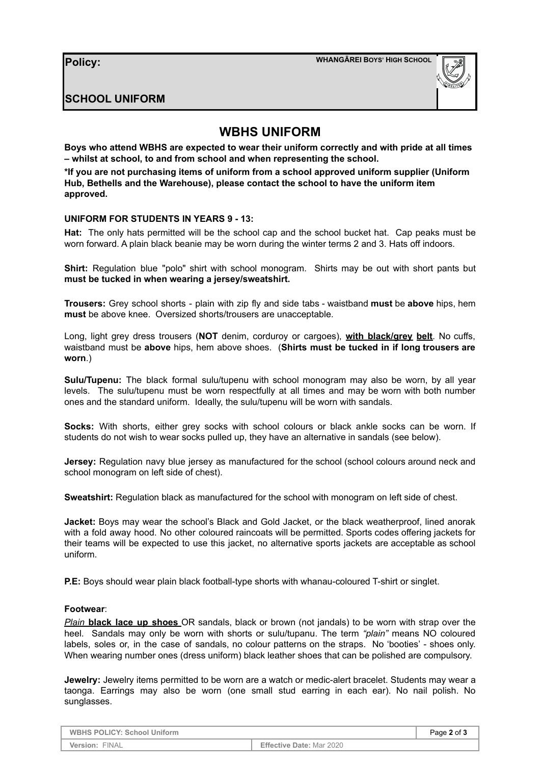**Policy:**

**WHANGĀREI BOYS' HIGH SCHOOL**

**SCHOOL UNIFORM**

# WBHS UNIFORM

**Boys who attend WBHS are expected to wear their uniform correctly and with pride at all times – whilst at school, to and from school and when representing the school.**

**\*If you are not purchasing items of uniform from a school approved uniform supplier (Uniform Hub, Bethells and the Warehouse), please contact the school to have the uniform item approved.**

**UNIFORM FOR STUDENTS IN YEARS 9 - 13:**

**Hat:** The only hats permitted will be the school cap and the school bucket hat. Cap peaks must be worn forward. A plain black beanie may be worn during the winter terms 2 and 3. Hats off indoors.

**Shirt:** Regulation blue "polo" shirt with school monogram. Shirts may be out with short pants but **must be tucked in when wearing a jersey/sweatshirt.**

**Trousers:** Grey school shorts - plain with zip fly and side tabs - waistband **must** be **above** hips, hem **must** be above knee. Oversized shorts/trousers are unacceptable.

Long, light grey dress trousers (**NOT** denim, corduroy or cargoes), **with black/grey belt**. No cuffs, waistband must be **above** hips, hem above shoes. (**Shirts must be tucked in if long trousers are worn**.)

**Sulu/Tupenu:** The black formal sulu/tupenu with school monogram may also be worn, by all year levels. The sulu/tupenu must be worn respectfully at all times and may be worn with both number ones and the standard uniform. Ideally, the sulu/tupenu will be worn with sandals.

**Socks:** With shorts, either grey socks with school colours or black ankle socks can be worn. If students do not wish to wear socks pulled up, they have an alternative in sandals (see below).

**Jersey:** Regulation navy blue jersey as manufactured for the school (school colours around neck and school monogram on left side of chest).

**Sweatshirt:** Regulation black as manufactured for the school with monogram on left side of chest.

**Jacket:** Boys may wear the school's Black and Gold Jacket, or the black weatherproof, lined anorak with a fold away hood. No other coloured raincoats will be permitted. Sports codes offering jackets for their teams will be expected to use this jacket, no alternative sports jackets are acceptable as school uniform.

**P.E:** Boys should wear plain black football-type shorts with whanau-coloured T-shirt or singlet.

**Footwear**:

*Plain* **black lace up shoes** OR sandals, black or brown (not jandals) to be worn with strap over the heel. Sandals may only be worn with shorts or sulu/tupanu. The term *"plain"* means NO coloured labels, soles or, in the case of sandals, no colour patterns on the straps. No 'booties' - shoes only. When wearing number ones (dress uniform) black leather shoes that can be polished are compulsory.

**Jewelry:** Jewelry items permitted to be worn are a watch or medic-alert bracelet. Students may wear a taonga. Earrings may also be worn (one small stud earring in each ear). No nail polish. No sunglasses.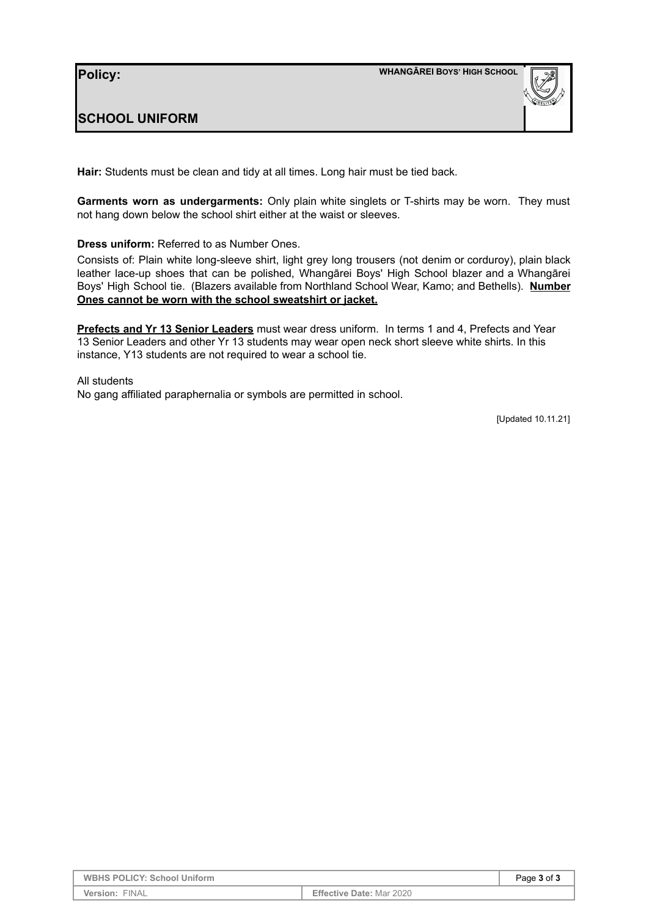**Hair:** Students must be clean and tidy at all times. Long hair must be tied back.

**Garments worn as undergarments:** Only plain white singlets or T-shirts may be worn. They must not hang down below the school shirt either at the waist or sleeves.

**Dress uniform:** Referred to as Number Ones.

Consists of: Plain white long-sleeve shirt, light grey long trousers (not denim or corduroy), plain black leather lace-up shoes that can be polished, Whangārei Boys' High School blazer and a Whangārei Boys' High School tie. (Blazers available from Northland School Wear, Kamo; and Bethells). **Number Ones cannot be worn with the school sweatshirt or jacket.**

**Prefects and Yr 13 Senior Leaders** must wear dress uniform. In terms 1 and 4, Prefects and Year 13 Senior Leaders and other Yr 13 students may wear open neck short sleeve white shirts. In this instance, Y13 students are not required to wear a school tie.

All students
No gang affiliated paraphernalia or symbols are permitted in school.

[Updated 10.11.21]